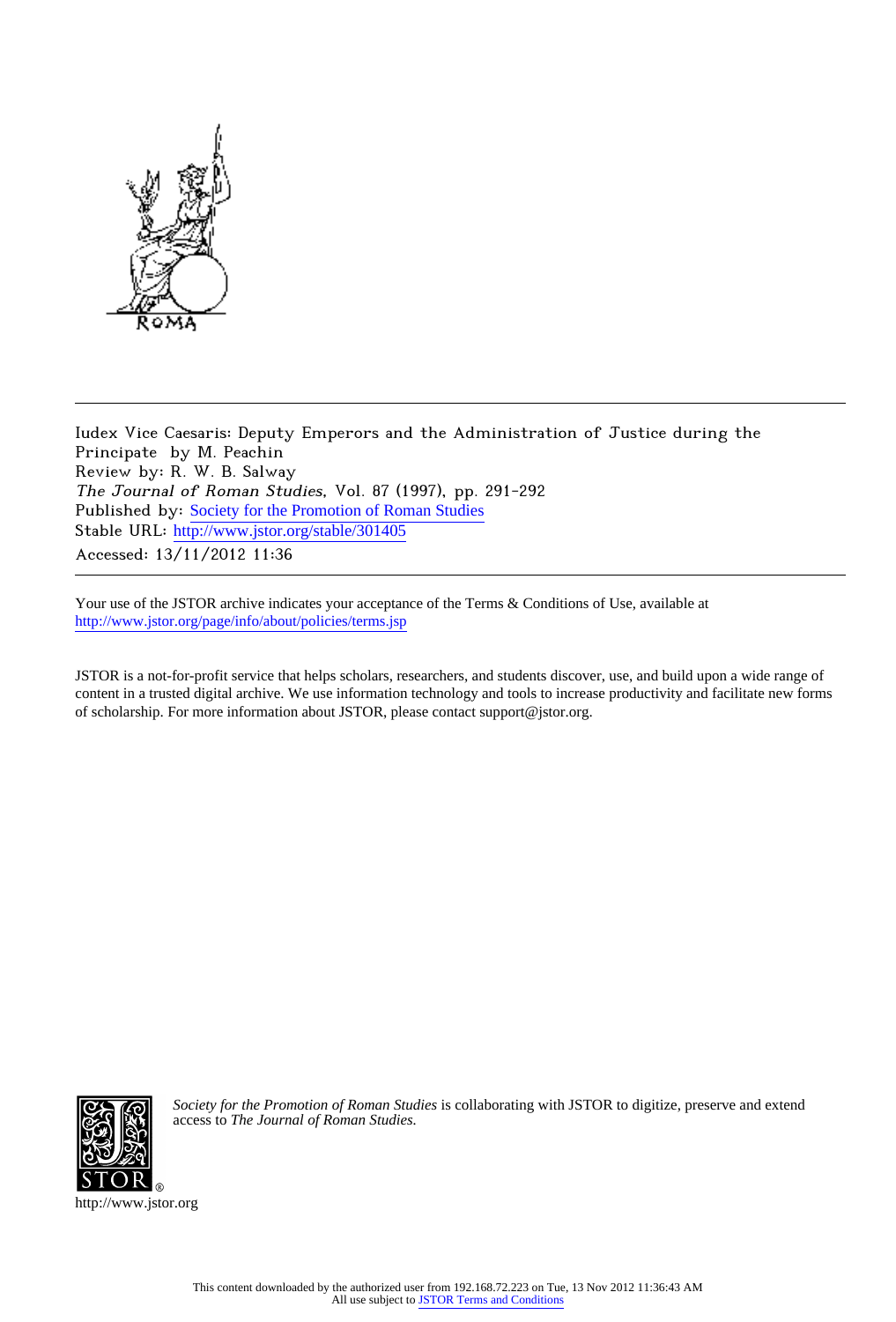Iudex Vice Caesaris: Deputy Emperors and the Administration of Justice during the Principate by M. Peachin

Review by: R. W. B. Salway

*The Journal of Roman Studies*, Vol. 87 (1997), pp. 291-292

Published by: Society for the Promotion of Roman Studies

Stable URL: http://www.jstor.org/stable/301405

Accessed: 13/11/2012 11:36

---

Your use of the JSTOR archive indicates your acceptance of the Terms & Conditions of Use, available at http://www.jstor.org/page/info/about/policies/terms.jsp

JSTOR is a not-for-profit service that helps scholars, researchers, and students discover, use, and build upon a wide range of content in a trusted digital archive. We use information technology and tools to increase productivity and facilitate new forms of scholarship. For more information about JSTOR, please contact support@jstor.org.

*Society for the Promotion of Roman Studies* is collaborating with JSTOR to digitize, preserve and extend access to *The Journal of Roman Studies.*

http://www.jstor.org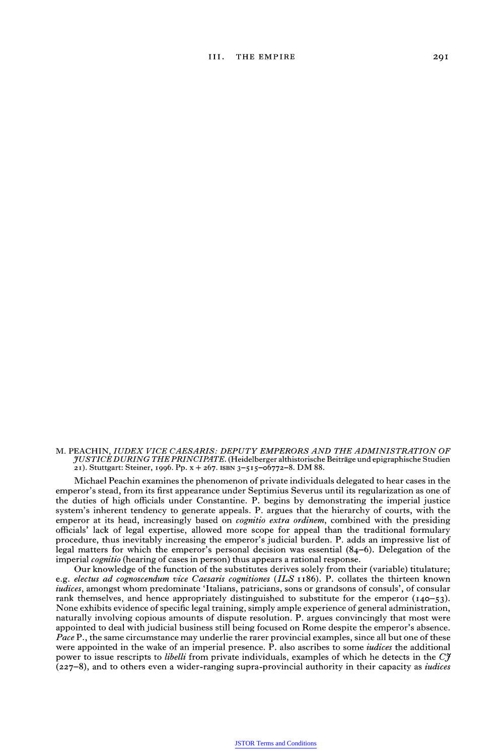M. PEACHIN, *IUDEX VICE CAESARIS: DEPUTY EMPERORS AND THE ADMINISTRATION OF JUSTICE DURING THE PRINCIPATE*. (Heidelberger althistorische Beiträge und epigraphische Studien 21). Stuttgart: Steiner, 1996. Pp. x + 267. ISBN 3–515–06772–8. DM 88.

Michael Peachin examines the phenomenon of private individuals delegated to hear cases in the emperor's stead, from its first appearance under Septimius Severus until its regularization as one of the duties of high officials under Constantine. P. begins by demonstrating the imperial justice system's inherent tendency to generate appeals. P. argues that the hierarchy of courts, with the emperor at its head, increasingly based on *cognitio extra ordinem*, combined with the presiding officials' lack of legal expertise, allowed more scope for appeal than the traditional formulary procedure, thus inevitably increasing the emperor's judicial burden. P. adds an impressive list of legal matters for which the emperor's personal decision was essential (84–6). Delegation of the imperial *cognitio* (hearing of cases in person) thus appears a rational response.

Our knowledge of the function of the substitutes derives solely from their (variable) titulature; e.g. *electus ad cognoscendum vice Caesaris cognitiones* (*ILS* 1186). P. collates the thirteen known *iudices*, amongst whom predominate 'Italians, patricians, sons or grandsons of consuls', of consular rank themselves, and hence appropriately distinguished to substitute for the emperor (140–53). None exhibits evidence of specific legal training, simply ample experience of general administration, naturally involving copious amounts of dispute resolution. P. argues convincingly that most were appointed to deal with judicial business still being focused on Rome despite the emperor's absence. *Pace* P., the same circumstance may underlie the rarer provincial examples, since all but one of these were appointed in the wake of an imperial presence. P. also ascribes to some *iudices* the additional power to issue rescripts to *libelli* from private individuals, examples of which he detects in the *CJ* (227–8), and to others even a wider-ranging supra-provincial authority in their capacity as *iudices*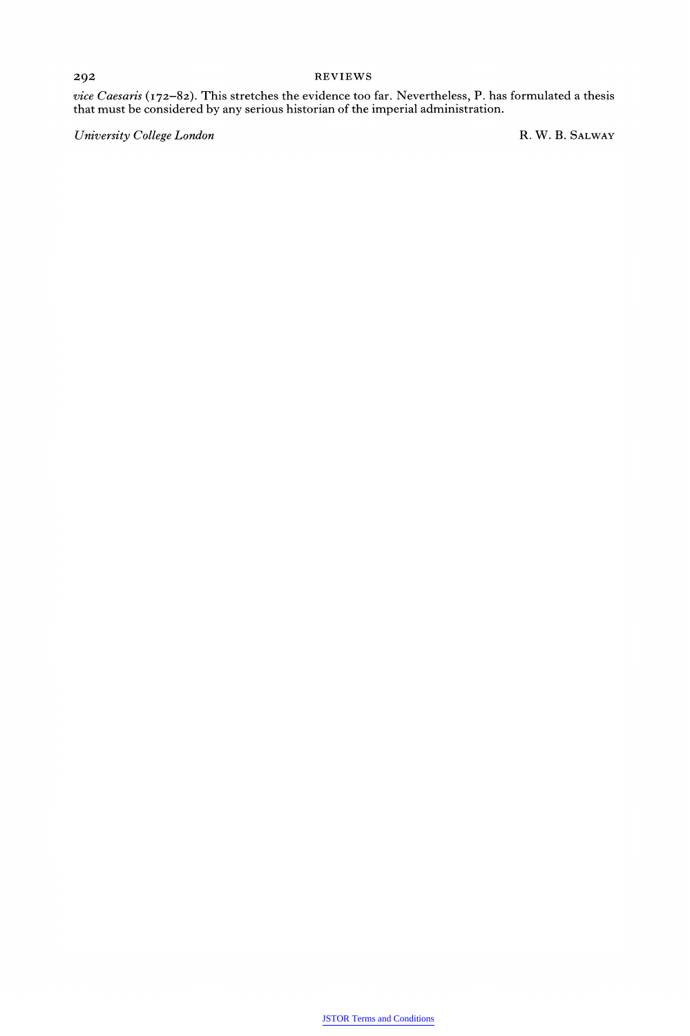*vice Caesaris* (172–82). This stretches the evidence too far. Nevertheless, P. has formulated a thesis that must be considered by any serious historian of the imperial administration.

*University College London* R. W. B. SALWAY